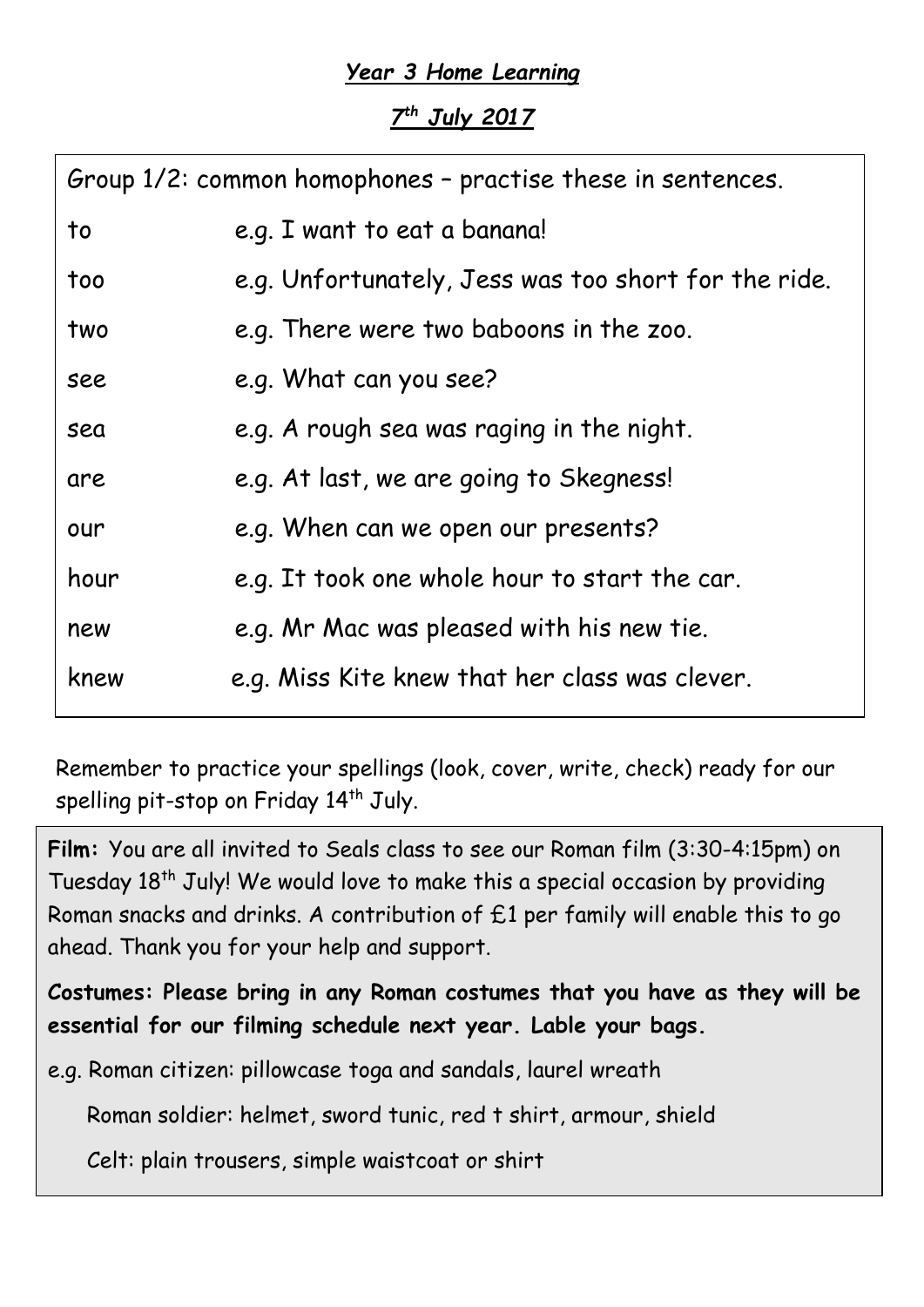***Year 3 Home Learning***

***7th July 2017***

Group 1/2: common homophones – practise these in sentences.

| | |
|---|---|
| to | e.g. I want to eat a banana! |
| too | e.g. Unfortunately, Jess was too short for the ride. |
| two | e.g. There were two baboons in the zoo. |
| see | e.g. What can you see? |
| sea | e.g. A rough sea was raging in the night. |
| are | e.g. At last, we are going to Skegness! |
| our | e.g. When can we open our presents? |
| hour | e.g. It took one whole hour to start the car. |
| new | e.g. Mr Mac was pleased with his new tie. |
| knew | e.g. Miss Kite knew that her class was clever. |

Remember to practice your spellings (look, cover, write, check) ready for our spelling pit-stop on Friday 14th July.

**Film:** You are all invited to Seals class to see our Roman film (3:30-4:15pm) on Tuesday 18th July! We would love to make this a special occasion by providing Roman snacks and drinks. A contribution of £1 per family will enable this to go ahead. Thank you for your help and support.

**Costumes: Please bring in any Roman costumes that you have as they will be essential for our filming schedule next year. Lable your bags.**

e.g. Roman citizen: pillowcase toga and sandals, laurel wreath

Roman soldier: helmet, sword tunic, red t shirt, armour, shield

Celt: plain trousers, simple waistcoat or shirt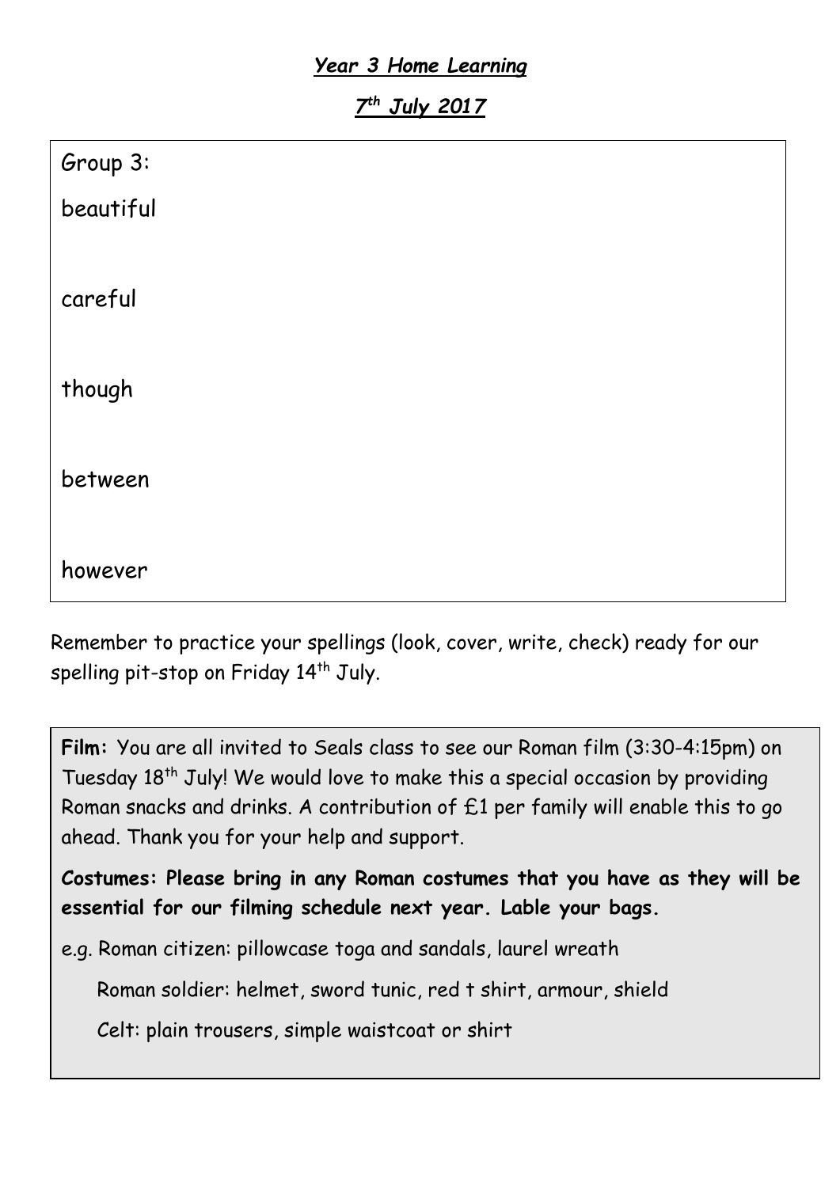***Year 3 Home Learning***

***7th July 2017***

Group 3:

beautiful

careful

though

between

however

Remember to practice your spellings (look, cover, write, check) ready for our spelling pit-stop on Friday 14th July.

**Film:** You are all invited to Seals class to see our Roman film (3:30-4:15pm) on Tuesday 18th July! We would love to make this a special occasion by providing Roman snacks and drinks. A contribution of £1 per family will enable this to go ahead. Thank you for your help and support.

**Costumes: Please bring in any Roman costumes that you have as they will be essential for our filming schedule next year. Lable your bags.**

e.g. Roman citizen: pillowcase toga and sandals, laurel wreath

Roman soldier: helmet, sword tunic, red t shirt, armour, shield

Celt: plain trousers, simple waistcoat or shirt